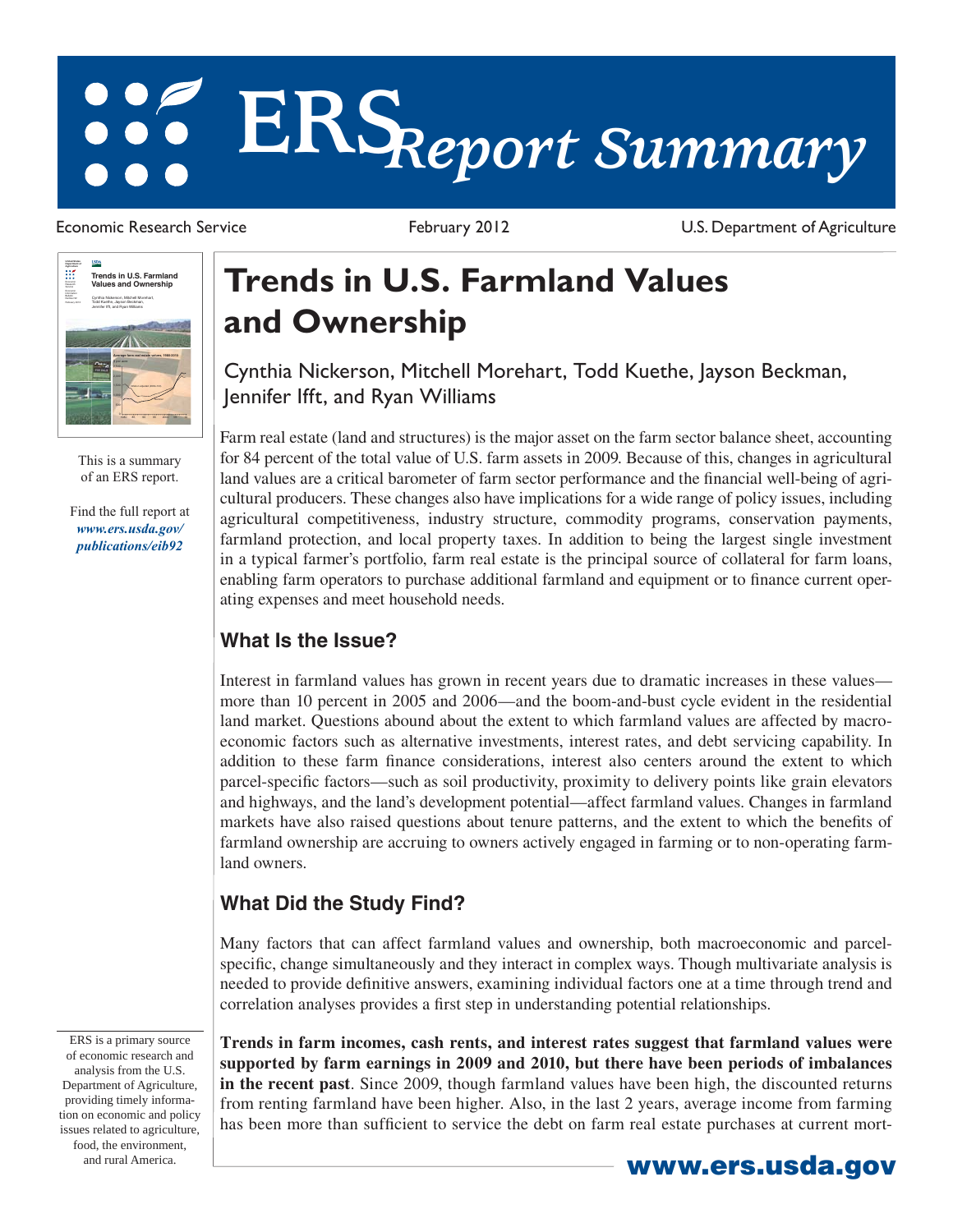# ERS Report Summary

Economic Research Service | February 2012 | U.S. Department of Agriculture

This is a summary of an ERS report.

Find the full report at ***www.ers.usda.gov/publications/eib92***

# Trends in U.S. Farmland Values and Ownership

Cynthia Nickerson, Mitchell Morehart, Todd Kuethe, Jayson Beckman, Jennifer Ifft, and Ryan Williams

Farm real estate (land and structures) is the major asset on the farm sector balance sheet, accounting for 84 percent of the total value of U.S. farm assets in 2009. Because of this, changes in agricultural land values are a critical barometer of farm sector performance and the financial well-being of agricultural producers. These changes also have implications for a wide range of policy issues, including agricultural competitiveness, industry structure, commodity programs, conservation payments, farmland protection, and local property taxes. In addition to being the largest single investment in a typical farmer's portfolio, farm real estate is the principal source of collateral for farm loans, enabling farm operators to purchase additional farmland and equipment or to finance current operating expenses and meet household needs.

## What Is the Issue?

Interest in farmland values has grown in recent years due to dramatic increases in these values—more than 10 percent in 2005 and 2006—and the boom-and-bust cycle evident in the residential land market. Questions abound about the extent to which farmland values are affected by macroeconomic factors such as alternative investments, interest rates, and debt servicing capability. In addition to these farm finance considerations, interest also centers around the extent to which parcel-specific factors—such as soil productivity, proximity to delivery points like grain elevators and highways, and the land's development potential—affect farmland values. Changes in farmland markets have also raised questions about tenure patterns, and the extent to which the benefits of farmland ownership are accruing to owners actively engaged in farming or to non-operating farmland owners.

## What Did the Study Find?

Many factors that can affect farmland values and ownership, both macroeconomic and parcel-specific, change simultaneously and they interact in complex ways. Though multivariate analysis is needed to provide definitive answers, examining individual factors one at a time through trend and correlation analyses provides a first step in understanding potential relationships.

**Trends in farm incomes, cash rents, and interest rates suggest that farmland values were supported by farm earnings in 2009 and 2010, but there have been periods of imbalances in the recent past**. Since 2009, though farmland values have been high, the discounted returns from renting farmland have been higher. Also, in the last 2 years, average income from farming has been more than sufficient to service the debt on farm real estate purchases at current mort-

ERS is a primary source of economic research and analysis from the U.S. Department of Agriculture, providing timely information on economic and policy issues related to agriculture, food, the environment, and rural America.

**www.ers.usda.gov**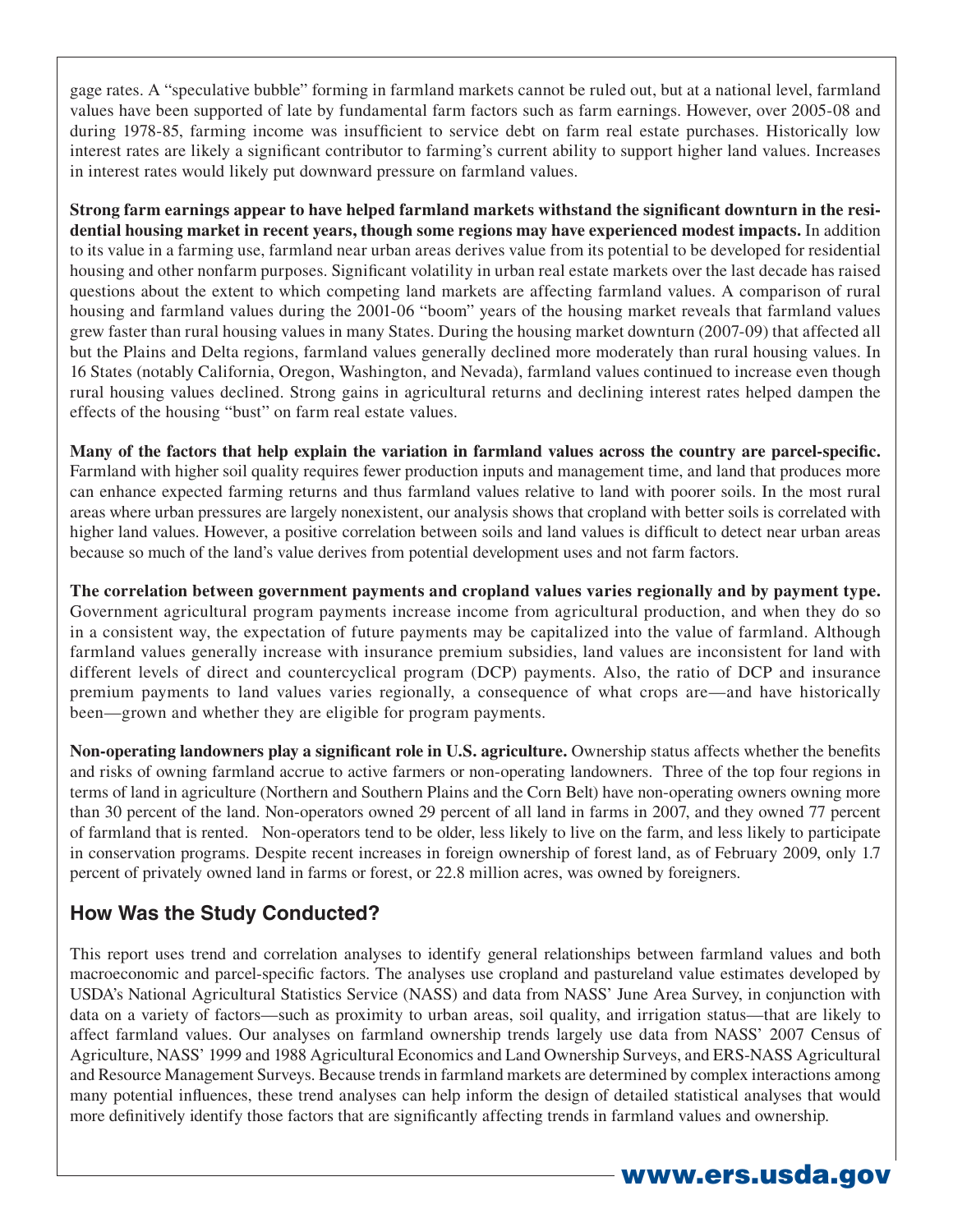gage rates. A "speculative bubble" forming in farmland markets cannot be ruled out, but at a national level, farmland values have been supported of late by fundamental farm factors such as farm earnings. However, over 2005-08 and during 1978-85, farming income was insufficient to service debt on farm real estate purchases. Historically low interest rates are likely a significant contributor to farming's current ability to support higher land values. Increases in interest rates would likely put downward pressure on farmland values.

**Strong farm earnings appear to have helped farmland markets withstand the significant downturn in the residential housing market in recent years, though some regions may have experienced modest impacts.** In addition to its value in a farming use, farmland near urban areas derives value from its potential to be developed for residential housing and other nonfarm purposes. Significant volatility in urban real estate markets over the last decade has raised questions about the extent to which competing land markets are affecting farmland values. A comparison of rural housing and farmland values during the 2001-06 "boom" years of the housing market reveals that farmland values grew faster than rural housing values in many States. During the housing market downturn (2007-09) that affected all but the Plains and Delta regions, farmland values generally declined more moderately than rural housing values. In 16 States (notably California, Oregon, Washington, and Nevada), farmland values continued to increase even though rural housing values declined. Strong gains in agricultural returns and declining interest rates helped dampen the effects of the housing "bust" on farm real estate values.

**Many of the factors that help explain the variation in farmland values across the country are parcel-specific.** Farmland with higher soil quality requires fewer production inputs and management time, and land that produces more can enhance expected farming returns and thus farmland values relative to land with poorer soils. In the most rural areas where urban pressures are largely nonexistent, our analysis shows that cropland with better soils is correlated with higher land values. However, a positive correlation between soils and land values is difficult to detect near urban areas because so much of the land's value derives from potential development uses and not farm factors.

**The correlation between government payments and cropland values varies regionally and by payment type.** Government agricultural program payments increase income from agricultural production, and when they do so in a consistent way, the expectation of future payments may be capitalized into the value of farmland. Although farmland values generally increase with insurance premium subsidies, land values are inconsistent for land with different levels of direct and countercyclical program (DCP) payments. Also, the ratio of DCP and insurance premium payments to land values varies regionally, a consequence of what crops are—and have historically been—grown and whether they are eligible for program payments.

**Non-operating landowners play a significant role in U.S. agriculture.** Ownership status affects whether the benefits and risks of owning farmland accrue to active farmers or non-operating landowners. Three of the top four regions in terms of land in agriculture (Northern and Southern Plains and the Corn Belt) have non-operating owners owning more than 30 percent of the land. Non-operators owned 29 percent of all land in farms in 2007, and they owned 77 percent of farmland that is rented. Non-operators tend to be older, less likely to live on the farm, and less likely to participate in conservation programs. Despite recent increases in foreign ownership of forest land, as of February 2009, only 1.7 percent of privately owned land in farms or forest, or 22.8 million acres, was owned by foreigners.

## How Was the Study Conducted?

This report uses trend and correlation analyses to identify general relationships between farmland values and both macroeconomic and parcel-specific factors. The analyses use cropland and pastureland value estimates developed by USDA's National Agricultural Statistics Service (NASS) and data from NASS' June Area Survey, in conjunction with data on a variety of factors—such as proximity to urban areas, soil quality, and irrigation status—that are likely to affect farmland values. Our analyses on farmland ownership trends largely use data from NASS' 2007 Census of Agriculture, NASS' 1999 and 1988 Agricultural Economics and Land Ownership Surveys, and ERS-NASS Agricultural and Resource Management Surveys. Because trends in farmland markets are determined by complex interactions among many potential influences, these trend analyses can help inform the design of detailed statistical analyses that would more definitively identify those factors that are significantly affecting trends in farmland values and ownership.

www.ers.usda.gov